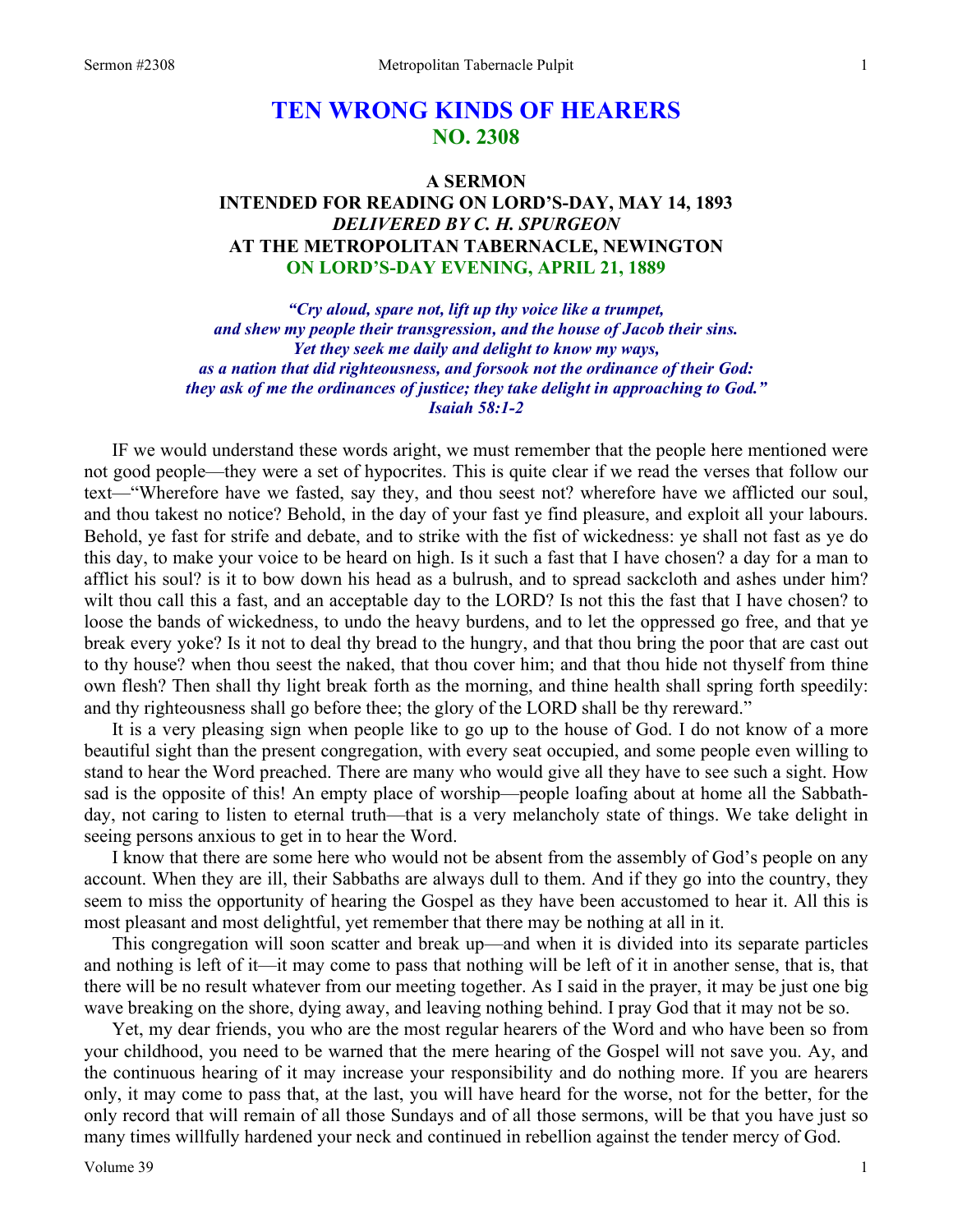# TEN WRONG KINDS OF HEARERS
## NO. 2308

### A SERMON
### INTENDED FOR READING ON LORD'S-DAY, MAY 14, 1893
### *DELIVERED BY C. H. SPURGEON*
### AT THE METROPOLITAN TABERNACLE, NEWINGTON
### ON LORD'S-DAY EVENING, APRIL 21, 1889

*"Cry aloud, spare not, lift up thy voice like a trumpet,
and shew my people their transgression, and the house of Jacob their sins.
Yet they seek me daily and delight to know my ways,
as a nation that did righteousness, and forsook not the ordinance of their God:
they ask of me the ordinances of justice; they take delight in approaching to God."
Isaiah 58:1-2*

IF we would understand these words aright, we must remember that the people here mentioned were not good people—they were a set of hypocrites. This is quite clear if we read the verses that follow our text—"Wherefore have we fasted, say they, and thou seest not? wherefore have we afflicted our soul, and thou takest no notice? Behold, in the day of your fast ye find pleasure, and exploit all your labours. Behold, ye fast for strife and debate, and to strike with the fist of wickedness: ye shall not fast as ye do this day, to make your voice to be heard on high. Is it such a fast that I have chosen? a day for a man to afflict his soul? is it to bow down his head as a bulrush, and to spread sackcloth and ashes under him? wilt thou call this a fast, and an acceptable day to the LORD? Is not this the fast that I have chosen? to loose the bands of wickedness, to undo the heavy burdens, and to let the oppressed go free, and that ye break every yoke? Is it not to deal thy bread to the hungry, and that thou bring the poor that are cast out to thy house? when thou seest the naked, that thou cover him; and that thou hide not thyself from thine own flesh? Then shall thy light break forth as the morning, and thine health shall spring forth speedily: and thy righteousness shall go before thee; the glory of the LORD shall be thy rereward."

It is a very pleasing sign when people like to go up to the house of God. I do not know of a more beautiful sight than the present congregation, with every seat occupied, and some people even willing to stand to hear the Word preached. There are many who would give all they have to see such a sight. How sad is the opposite of this! An empty place of worship—people loafing about at home all the Sabbath-day, not caring to listen to eternal truth—that is a very melancholy state of things. We take delight in seeing persons anxious to get in to hear the Word.

I know that there are some here who would not be absent from the assembly of God's people on any account. When they are ill, their Sabbaths are always dull to them. And if they go into the country, they seem to miss the opportunity of hearing the Gospel as they have been accustomed to hear it. All this is most pleasant and most delightful, yet remember that there may be nothing at all in it.

This congregation will soon scatter and break up—and when it is divided into its separate particles and nothing is left of it—it may come to pass that nothing will be left of it in another sense, that is, that there will be no result whatever from our meeting together. As I said in the prayer, it may be just one big wave breaking on the shore, dying away, and leaving nothing behind. I pray God that it may not be so.

Yet, my dear friends, you who are the most regular hearers of the Word and who have been so from your childhood, you need to be warned that the mere hearing of the Gospel will not save you. Ay, and the continuous hearing of it may increase your responsibility and do nothing more. If you are hearers only, it may come to pass that, at the last, you will have heard for the worse, not for the better, for the only record that will remain of all those Sundays and of all those sermons, will be that you have just so many times willfully hardened your neck and continued in rebellion against the tender mercy of God.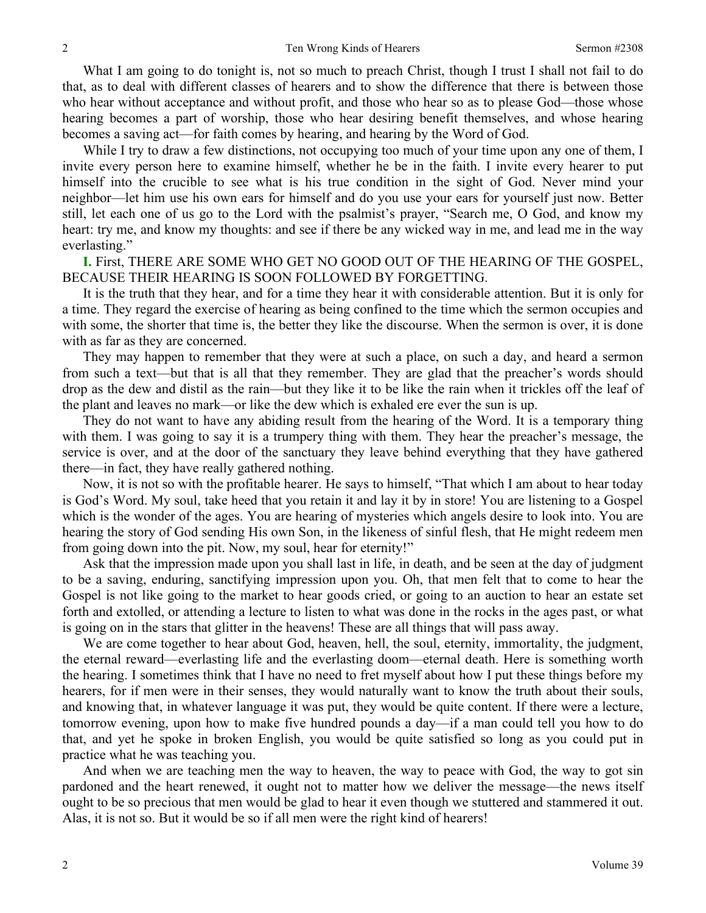What I am going to do tonight is, not so much to preach Christ, though I trust I shall not fail to do that, as to deal with different classes of hearers and to show the difference that there is between those who hear without acceptance and without profit, and those who hear so as to please God—those whose hearing becomes a part of worship, those who hear desiring benefit themselves, and whose hearing becomes a saving act—for faith comes by hearing, and hearing by the Word of God.

While I try to draw a few distinctions, not occupying too much of your time upon any one of them, I invite every person here to examine himself, whether he be in the faith. I invite every hearer to put himself into the crucible to see what is his true condition in the sight of God. Never mind your neighbor—let him use his own ears for himself and do you use your ears for yourself just now. Better still, let each one of us go to the Lord with the psalmist's prayer, "Search me, O God, and know my heart: try me, and know my thoughts: and see if there be any wicked way in me, and lead me in the way everlasting."

**I.** First, THERE ARE SOME WHO GET NO GOOD OUT OF THE HEARING OF THE GOSPEL, BECAUSE THEIR HEARING IS SOON FOLLOWED BY FORGETTING.

It is the truth that they hear, and for a time they hear it with considerable attention. But it is only for a time. They regard the exercise of hearing as being confined to the time which the sermon occupies and with some, the shorter that time is, the better they like the discourse. When the sermon is over, it is done with as far as they are concerned.

They may happen to remember that they were at such a place, on such a day, and heard a sermon from such a text—but that is all that they remember. They are glad that the preacher's words should drop as the dew and distil as the rain—but they like it to be like the rain when it trickles off the leaf of the plant and leaves no mark—or like the dew which is exhaled ere ever the sun is up.

They do not want to have any abiding result from the hearing of the Word. It is a temporary thing with them. I was going to say it is a trumpery thing with them. They hear the preacher's message, the service is over, and at the door of the sanctuary they leave behind everything that they have gathered there—in fact, they have really gathered nothing.

Now, it is not so with the profitable hearer. He says to himself, "That which I am about to hear today is God's Word. My soul, take heed that you retain it and lay it by in store! You are listening to a Gospel which is the wonder of the ages. You are hearing of mysteries which angels desire to look into. You are hearing the story of God sending His own Son, in the likeness of sinful flesh, that He might redeem men from going down into the pit. Now, my soul, hear for eternity!"

Ask that the impression made upon you shall last in life, in death, and be seen at the day of judgment to be a saving, enduring, sanctifying impression upon you. Oh, that men felt that to come to hear the Gospel is not like going to the market to hear goods cried, or going to an auction to hear an estate set forth and extolled, or attending a lecture to listen to what was done in the rocks in the ages past, or what is going on in the stars that glitter in the heavens! These are all things that will pass away.

We are come together to hear about God, heaven, hell, the soul, eternity, immortality, the judgment, the eternal reward—everlasting life and the everlasting doom—eternal death. Here is something worth the hearing. I sometimes think that I have no need to fret myself about how I put these things before my hearers, for if men were in their senses, they would naturally want to know the truth about their souls, and knowing that, in whatever language it was put, they would be quite content. If there were a lecture, tomorrow evening, upon how to make five hundred pounds a day—if a man could tell you how to do that, and yet he spoke in broken English, you would be quite satisfied so long as you could put in practice what he was teaching you.

And when we are teaching men the way to heaven, the way to peace with God, the way to got sin pardoned and the heart renewed, it ought not to matter how we deliver the message—the news itself ought to be so precious that men would be glad to hear it even though we stuttered and stammered it out. Alas, it is not so. But it would be so if all men were the right kind of hearers!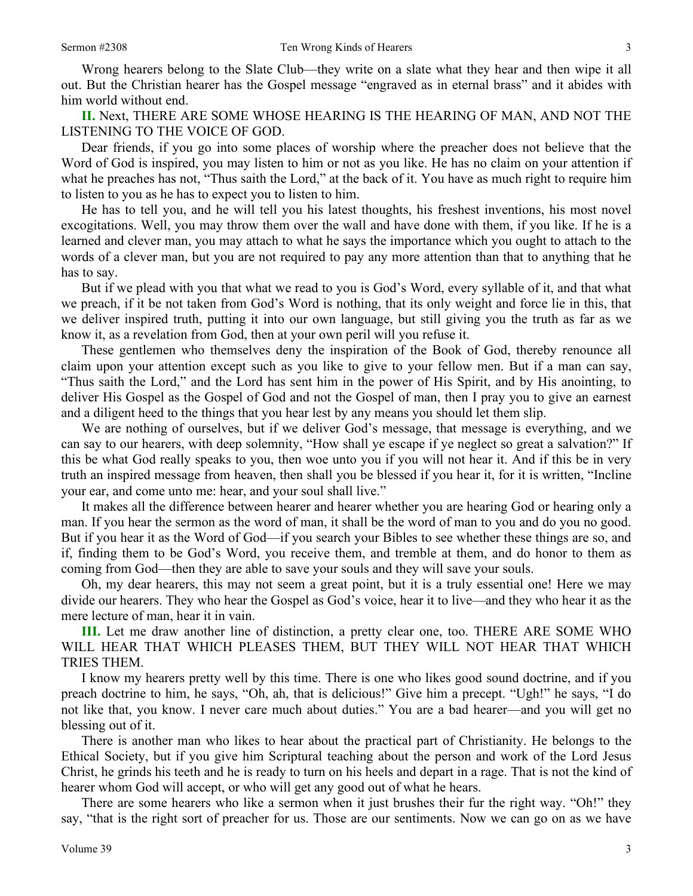Wrong hearers belong to the Slate Club—they write on a slate what they hear and then wipe it all out. But the Christian hearer has the Gospel message "engraved as in eternal brass" and it abides with him world without end.

**II.** Next, THERE ARE SOME WHOSE HEARING IS THE HEARING OF MAN, AND NOT THE LISTENING TO THE VOICE OF GOD.

Dear friends, if you go into some places of worship where the preacher does not believe that the Word of God is inspired, you may listen to him or not as you like. He has no claim on your attention if what he preaches has not, "Thus saith the Lord," at the back of it. You have as much right to require him to listen to you as he has to expect you to listen to him.

He has to tell you, and he will tell you his latest thoughts, his freshest inventions, his most novel excogitations. Well, you may throw them over the wall and have done with them, if you like. If he is a learned and clever man, you may attach to what he says the importance which you ought to attach to the words of a clever man, but you are not required to pay any more attention than that to anything that he has to say.

But if we plead with you that what we read to you is God's Word, every syllable of it, and that what we preach, if it be not taken from God's Word is nothing, that its only weight and force lie in this, that we deliver inspired truth, putting it into our own language, but still giving you the truth as far as we know it, as a revelation from God, then at your own peril will you refuse it.

These gentlemen who themselves deny the inspiration of the Book of God, thereby renounce all claim upon your attention except such as you like to give to your fellow men. But if a man can say, "Thus saith the Lord," and the Lord has sent him in the power of His Spirit, and by His anointing, to deliver His Gospel as the Gospel of God and not the Gospel of man, then I pray you to give an earnest and a diligent heed to the things that you hear lest by any means you should let them slip.

We are nothing of ourselves, but if we deliver God's message, that message is everything, and we can say to our hearers, with deep solemnity, "How shall ye escape if ye neglect so great a salvation?" If this be what God really speaks to you, then woe unto you if you will not hear it. And if this be in very truth an inspired message from heaven, then shall you be blessed if you hear it, for it is written, "Incline your ear, and come unto me: hear, and your soul shall live."

It makes all the difference between hearer and hearer whether you are hearing God or hearing only a man. If you hear the sermon as the word of man, it shall be the word of man to you and do you no good. But if you hear it as the Word of God—if you search your Bibles to see whether these things are so, and if, finding them to be God's Word, you receive them, and tremble at them, and do honor to them as coming from God—then they are able to save your souls and they will save your souls.

Oh, my dear hearers, this may not seem a great point, but it is a truly essential one! Here we may divide our hearers. They who hear the Gospel as God's voice, hear it to live—and they who hear it as the mere lecture of man, hear it in vain.

**III.** Let me draw another line of distinction, a pretty clear one, too. THERE ARE SOME WHO WILL HEAR THAT WHICH PLEASES THEM, BUT THEY WILL NOT HEAR THAT WHICH TRIES THEM.

I know my hearers pretty well by this time. There is one who likes good sound doctrine, and if you preach doctrine to him, he says, "Oh, ah, that is delicious!" Give him a precept. "Ugh!" he says, "I do not like that, you know. I never care much about duties." You are a bad hearer—and you will get no blessing out of it.

There is another man who likes to hear about the practical part of Christianity. He belongs to the Ethical Society, but if you give him Scriptural teaching about the person and work of the Lord Jesus Christ, he grinds his teeth and he is ready to turn on his heels and depart in a rage. That is not the kind of hearer whom God will accept, or who will get any good out of what he hears.

There are some hearers who like a sermon when it just brushes their fur the right way. "Oh!" they say, "that is the right sort of preacher for us. Those are our sentiments. Now we can go on as we have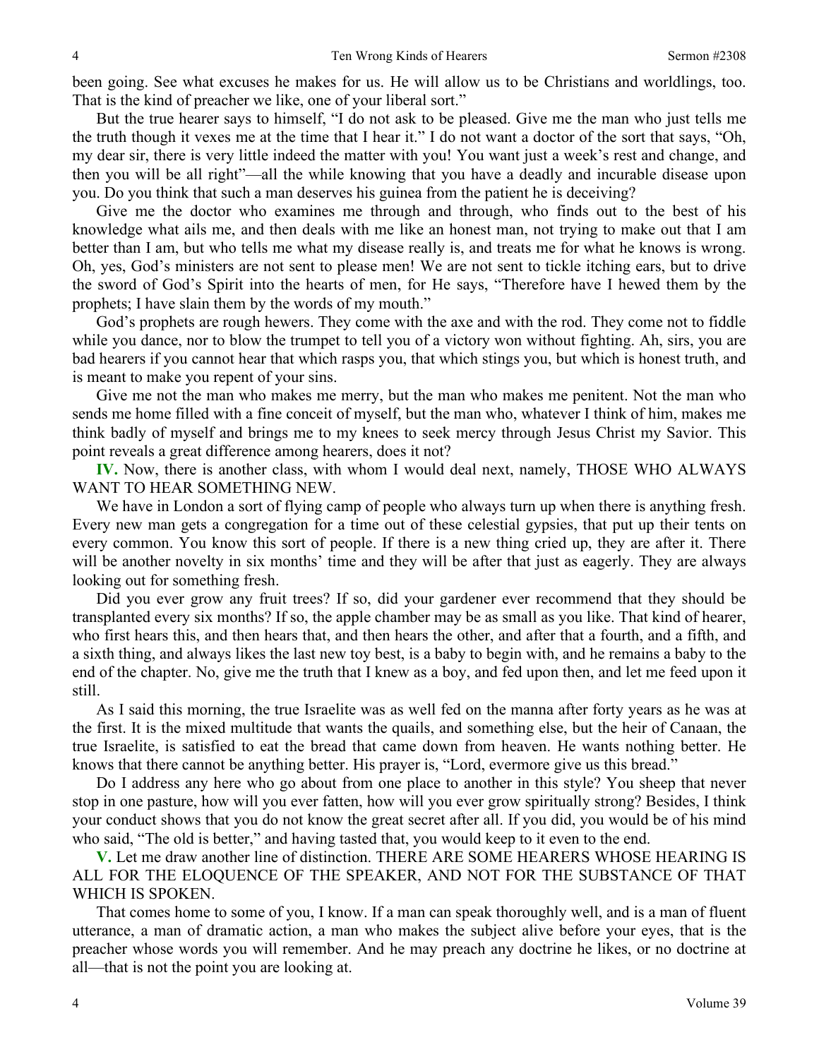been going. See what excuses he makes for us. He will allow us to be Christians and worldlings, too. That is the kind of preacher we like, one of your liberal sort."

But the true hearer says to himself, "I do not ask to be pleased. Give me the man who just tells me the truth though it vexes me at the time that I hear it." I do not want a doctor of the sort that says, "Oh, my dear sir, there is very little indeed the matter with you! You want just a week's rest and change, and then you will be all right"—all the while knowing that you have a deadly and incurable disease upon you. Do you think that such a man deserves his guinea from the patient he is deceiving?

Give me the doctor who examines me through and through, who finds out to the best of his knowledge what ails me, and then deals with me like an honest man, not trying to make out that I am better than I am, but who tells me what my disease really is, and treats me for what he knows is wrong. Oh, yes, God's ministers are not sent to please men! We are not sent to tickle itching ears, but to drive the sword of God's Spirit into the hearts of men, for He says, "Therefore have I hewed them by the prophets; I have slain them by the words of my mouth."

God's prophets are rough hewers. They come with the axe and with the rod. They come not to fiddle while you dance, nor to blow the trumpet to tell you of a victory won without fighting. Ah, sirs, you are bad hearers if you cannot hear that which rasps you, that which stings you, but which is honest truth, and is meant to make you repent of your sins.

Give me not the man who makes me merry, but the man who makes me penitent. Not the man who sends me home filled with a fine conceit of myself, but the man who, whatever I think of him, makes me think badly of myself and brings me to my knees to seek mercy through Jesus Christ my Savior. This point reveals a great difference among hearers, does it not?

**IV.** Now, there is another class, with whom I would deal next, namely, THOSE WHO ALWAYS WANT TO HEAR SOMETHING NEW.

We have in London a sort of flying camp of people who always turn up when there is anything fresh. Every new man gets a congregation for a time out of these celestial gypsies, that put up their tents on every common. You know this sort of people. If there is a new thing cried up, they are after it. There will be another novelty in six months' time and they will be after that just as eagerly. They are always looking out for something fresh.

Did you ever grow any fruit trees? If so, did your gardener ever recommend that they should be transplanted every six months? If so, the apple chamber may be as small as you like. That kind of hearer, who first hears this, and then hears that, and then hears the other, and after that a fourth, and a fifth, and a sixth thing, and always likes the last new toy best, is a baby to begin with, and he remains a baby to the end of the chapter. No, give me the truth that I knew as a boy, and fed upon then, and let me feed upon it still.

As I said this morning, the true Israelite was as well fed on the manna after forty years as he was at the first. It is the mixed multitude that wants the quails, and something else, but the heir of Canaan, the true Israelite, is satisfied to eat the bread that came down from heaven. He wants nothing better. He knows that there cannot be anything better. His prayer is, "Lord, evermore give us this bread."

Do I address any here who go about from one place to another in this style? You sheep that never stop in one pasture, how will you ever fatten, how will you ever grow spiritually strong? Besides, I think your conduct shows that you do not know the great secret after all. If you did, you would be of his mind who said, "The old is better," and having tasted that, you would keep to it even to the end.

**V.** Let me draw another line of distinction. THERE ARE SOME HEARERS WHOSE HEARING IS ALL FOR THE ELOQUENCE OF THE SPEAKER, AND NOT FOR THE SUBSTANCE OF THAT WHICH IS SPOKEN.

That comes home to some of you, I know. If a man can speak thoroughly well, and is a man of fluent utterance, a man of dramatic action, a man who makes the subject alive before your eyes, that is the preacher whose words you will remember. And he may preach any doctrine he likes, or no doctrine at all—that is not the point you are looking at.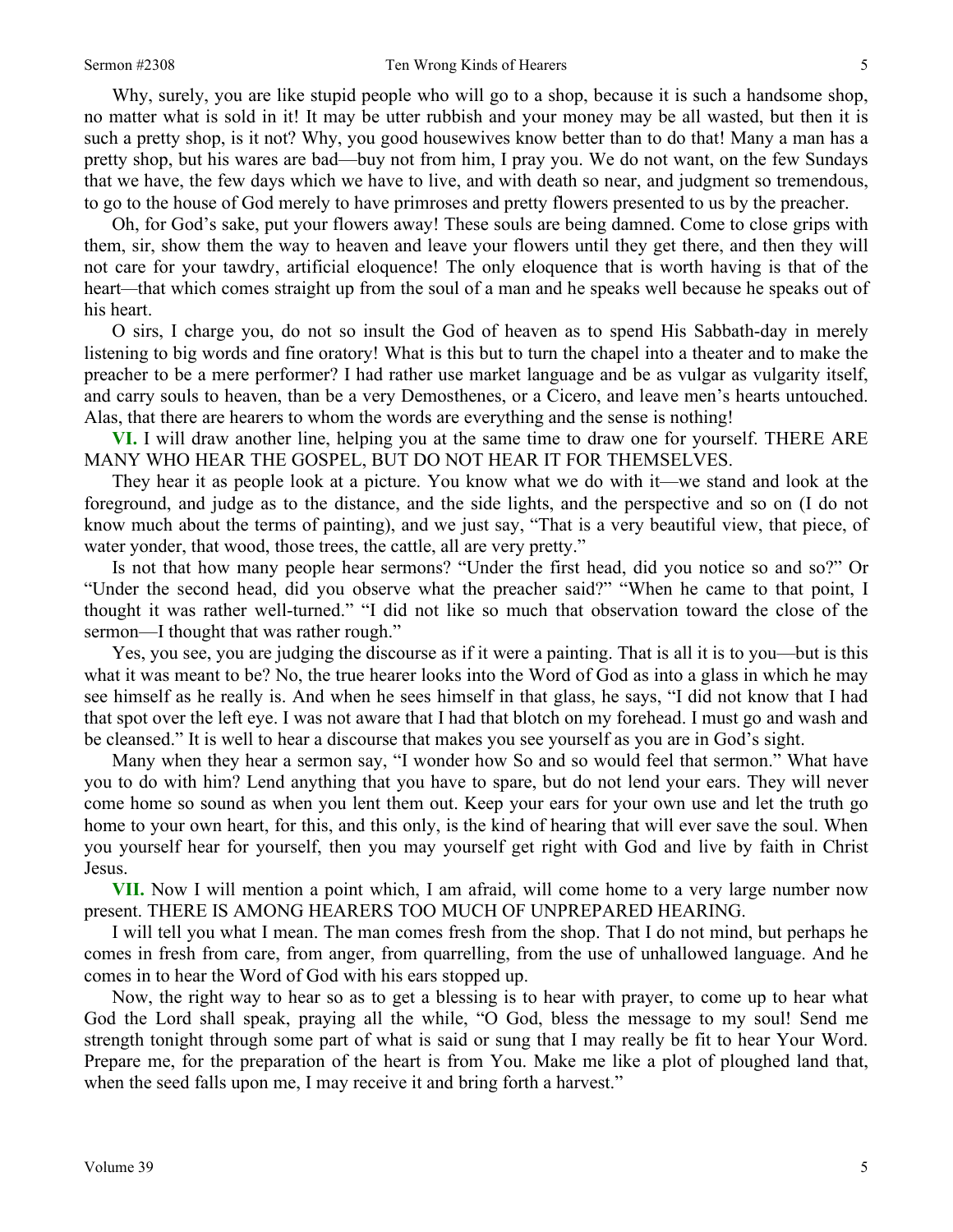Why, surely, you are like stupid people who will go to a shop, because it is such a handsome shop, no matter what is sold in it! It may be utter rubbish and your money may be all wasted, but then it is such a pretty shop, is it not? Why, you good housewives know better than to do that! Many a man has a pretty shop, but his wares are bad—buy not from him, I pray you. We do not want, on the few Sundays that we have, the few days which we have to live, and with death so near, and judgment so tremendous, to go to the house of God merely to have primroses and pretty flowers presented to us by the preacher.

Oh, for God's sake, put your flowers away! These souls are being damned. Come to close grips with them, sir, show them the way to heaven and leave your flowers until they get there, and then they will not care for your tawdry, artificial eloquence! The only eloquence that is worth having is that of the heart—that which comes straight up from the soul of a man and he speaks well because he speaks out of his heart.

O sirs, I charge you, do not so insult the God of heaven as to spend His Sabbath-day in merely listening to big words and fine oratory! What is this but to turn the chapel into a theater and to make the preacher to be a mere performer? I had rather use market language and be as vulgar as vulgarity itself, and carry souls to heaven, than be a very Demosthenes, or a Cicero, and leave men's hearts untouched. Alas, that there are hearers to whom the words are everything and the sense is nothing!

**VI.** I will draw another line, helping you at the same time to draw one for yourself. THERE ARE MANY WHO HEAR THE GOSPEL, BUT DO NOT HEAR IT FOR THEMSELVES.

They hear it as people look at a picture. You know what we do with it—we stand and look at the foreground, and judge as to the distance, and the side lights, and the perspective and so on (I do not know much about the terms of painting), and we just say, "That is a very beautiful view, that piece, of water yonder, that wood, those trees, the cattle, all are very pretty."

Is not that how many people hear sermons? "Under the first head, did you notice so and so?" Or "Under the second head, did you observe what the preacher said?" "When he came to that point, I thought it was rather well-turned." "I did not like so much that observation toward the close of the sermon—I thought that was rather rough."

Yes, you see, you are judging the discourse as if it were a painting. That is all it is to you—but is this what it was meant to be? No, the true hearer looks into the Word of God as into a glass in which he may see himself as he really is. And when he sees himself in that glass, he says, "I did not know that I had that spot over the left eye. I was not aware that I had that blotch on my forehead. I must go and wash and be cleansed." It is well to hear a discourse that makes you see yourself as you are in God's sight.

Many when they hear a sermon say, "I wonder how So and so would feel that sermon." What have you to do with him? Lend anything that you have to spare, but do not lend your ears. They will never come home so sound as when you lent them out. Keep your ears for your own use and let the truth go home to your own heart, for this, and this only, is the kind of hearing that will ever save the soul. When you yourself hear for yourself, then you may yourself get right with God and live by faith in Christ Jesus.

**VII.** Now I will mention a point which, I am afraid, will come home to a very large number now present. THERE IS AMONG HEARERS TOO MUCH OF UNPREPARED HEARING.

I will tell you what I mean. The man comes fresh from the shop. That I do not mind, but perhaps he comes in fresh from care, from anger, from quarrelling, from the use of unhallowed language. And he comes in to hear the Word of God with his ears stopped up.

Now, the right way to hear so as to get a blessing is to hear with prayer, to come up to hear what God the Lord shall speak, praying all the while, "O God, bless the message to my soul! Send me strength tonight through some part of what is said or sung that I may really be fit to hear Your Word. Prepare me, for the preparation of the heart is from You. Make me like a plot of ploughed land that, when the seed falls upon me, I may receive it and bring forth a harvest."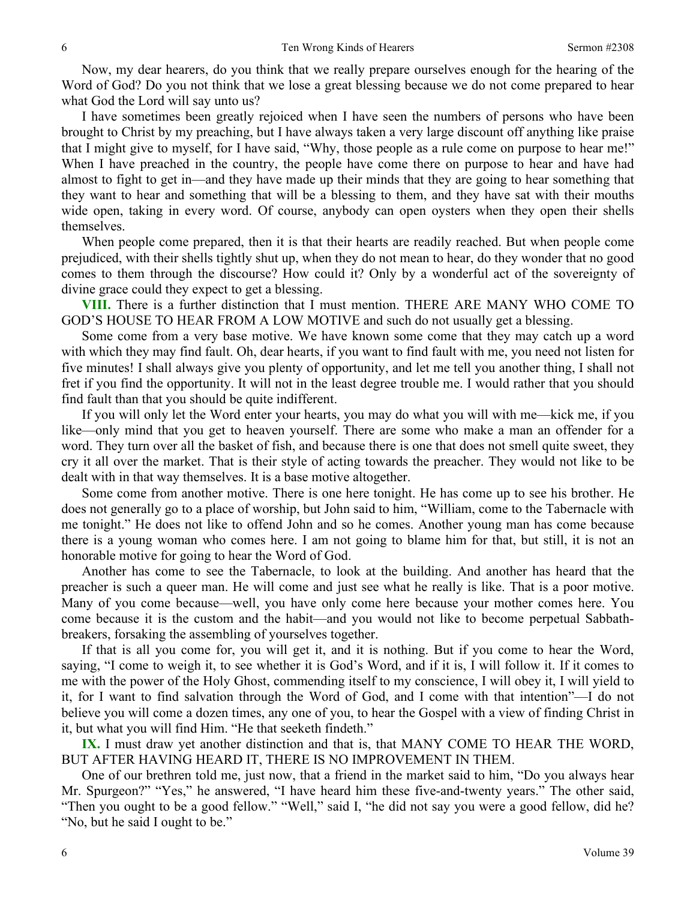Now, my dear hearers, do you think that we really prepare ourselves enough for the hearing of the Word of God? Do you not think that we lose a great blessing because we do not come prepared to hear what God the Lord will say unto us?

I have sometimes been greatly rejoiced when I have seen the numbers of persons who have been brought to Christ by my preaching, but I have always taken a very large discount off anything like praise that I might give to myself, for I have said, "Why, those people as a rule come on purpose to hear me!" When I have preached in the country, the people have come there on purpose to hear and have had almost to fight to get in—and they have made up their minds that they are going to hear something that they want to hear and something that will be a blessing to them, and they have sat with their mouths wide open, taking in every word. Of course, anybody can open oysters when they open their shells themselves.

When people come prepared, then it is that their hearts are readily reached. But when people come prejudiced, with their shells tightly shut up, when they do not mean to hear, do they wonder that no good comes to them through the discourse? How could it? Only by a wonderful act of the sovereignty of divine grace could they expect to get a blessing.

**VIII.** There is a further distinction that I must mention. THERE ARE MANY WHO COME TO GOD'S HOUSE TO HEAR FROM A LOW MOTIVE and such do not usually get a blessing.

Some come from a very base motive. We have known some come that they may catch up a word with which they may find fault. Oh, dear hearts, if you want to find fault with me, you need not listen for five minutes! I shall always give you plenty of opportunity, and let me tell you another thing, I shall not fret if you find the opportunity. It will not in the least degree trouble me. I would rather that you should find fault than that you should be quite indifferent.

If you will only let the Word enter your hearts, you may do what you will with me—kick me, if you like—only mind that you get to heaven yourself. There are some who make a man an offender for a word. They turn over all the basket of fish, and because there is one that does not smell quite sweet, they cry it all over the market. That is their style of acting towards the preacher. They would not like to be dealt with in that way themselves. It is a base motive altogether.

Some come from another motive. There is one here tonight. He has come up to see his brother. He does not generally go to a place of worship, but John said to him, "William, come to the Tabernacle with me tonight." He does not like to offend John and so he comes. Another young man has come because there is a young woman who comes here. I am not going to blame him for that, but still, it is not an honorable motive for going to hear the Word of God.

Another has come to see the Tabernacle, to look at the building. And another has heard that the preacher is such a queer man. He will come and just see what he really is like. That is a poor motive. Many of you come because—well, you have only come here because your mother comes here. You come because it is the custom and the habit—and you would not like to become perpetual Sabbath-breakers, forsaking the assembling of yourselves together.

If that is all you come for, you will get it, and it is nothing. But if you come to hear the Word, saying, "I come to weigh it, to see whether it is God's Word, and if it is, I will follow it. If it comes to me with the power of the Holy Ghost, commending itself to my conscience, I will obey it, I will yield to it, for I want to find salvation through the Word of God, and I come with that intention"—I do not believe you will come a dozen times, any one of you, to hear the Gospel with a view of finding Christ in it, but what you will find Him. "He that seeketh findeth."

**IX.** I must draw yet another distinction and that is, that MANY COME TO HEAR THE WORD, BUT AFTER HAVING HEARD IT, THERE IS NO IMPROVEMENT IN THEM.

One of our brethren told me, just now, that a friend in the market said to him, "Do you always hear Mr. Spurgeon?" "Yes," he answered, "I have heard him these five-and-twenty years." The other said, "Then you ought to be a good fellow." "Well," said I, "he did not say you were a good fellow, did he? "No, but he said I ought to be."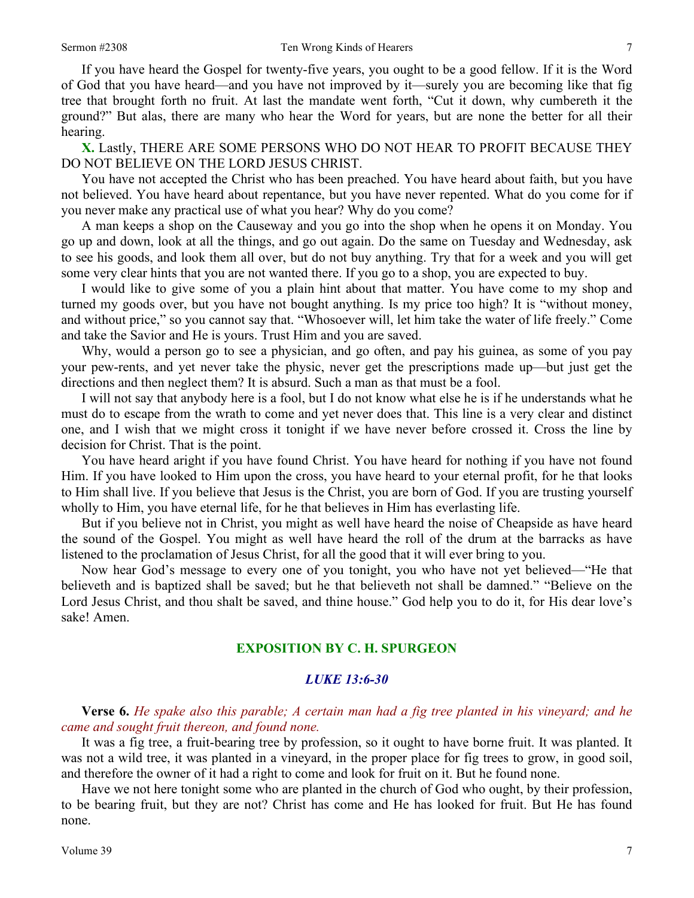If you have heard the Gospel for twenty-five years, you ought to be a good fellow. If it is the Word of God that you have heard—and you have not improved by it—surely you are becoming like that fig tree that brought forth no fruit. At last the mandate went forth, "Cut it down, why cumbereth it the ground?" But alas, there are many who hear the Word for years, but are none the better for all their hearing.

**X.** Lastly, THERE ARE SOME PERSONS WHO DO NOT HEAR TO PROFIT BECAUSE THEY DO NOT BELIEVE ON THE LORD JESUS CHRIST.

You have not accepted the Christ who has been preached. You have heard about faith, but you have not believed. You have heard about repentance, but you have never repented. What do you come for if you never make any practical use of what you hear? Why do you come?

A man keeps a shop on the Causeway and you go into the shop when he opens it on Monday. You go up and down, look at all the things, and go out again. Do the same on Tuesday and Wednesday, ask to see his goods, and look them all over, but do not buy anything. Try that for a week and you will get some very clear hints that you are not wanted there. If you go to a shop, you are expected to buy.

I would like to give some of you a plain hint about that matter. You have come to my shop and turned my goods over, but you have not bought anything. Is my price too high? It is "without money, and without price," so you cannot say that. "Whosoever will, let him take the water of life freely." Come and take the Savior and He is yours. Trust Him and you are saved.

Why, would a person go to see a physician, and go often, and pay his guinea, as some of you pay your pew-rents, and yet never take the physic, never get the prescriptions made up—but just get the directions and then neglect them? It is absurd. Such a man as that must be a fool.

I will not say that anybody here is a fool, but I do not know what else he is if he understands what he must do to escape from the wrath to come and yet never does that. This line is a very clear and distinct one, and I wish that we might cross it tonight if we have never before crossed it. Cross the line by decision for Christ. That is the point.

You have heard aright if you have found Christ. You have heard for nothing if you have not found Him. If you have looked to Him upon the cross, you have heard to your eternal profit, for he that looks to Him shall live. If you believe that Jesus is the Christ, you are born of God. If you are trusting yourself wholly to Him, you have eternal life, for he that believes in Him has everlasting life.

But if you believe not in Christ, you might as well have heard the noise of Cheapside as have heard the sound of the Gospel. You might as well have heard the roll of the drum at the barracks as have listened to the proclamation of Jesus Christ, for all the good that it will ever bring to you.

Now hear God's message to every one of you tonight, you who have not yet believed—"He that believeth and is baptized shall be saved; but he that believeth not shall be damned." "Believe on the Lord Jesus Christ, and thou shalt be saved, and thine house." God help you to do it, for His dear love's sake! Amen.

## EXPOSITION BY C. H. SPURGEON

### *LUKE 13:6-30*

**Verse 6.** *He spake also this parable; A certain man had a fig tree planted in his vineyard; and he came and sought fruit thereon, and found none.*

It was a fig tree, a fruit-bearing tree by profession, so it ought to have borne fruit. It was planted. It was not a wild tree, it was planted in a vineyard, in the proper place for fig trees to grow, in good soil, and therefore the owner of it had a right to come and look for fruit on it. But he found none.

Have we not here tonight some who are planted in the church of God who ought, by their profession, to be bearing fruit, but they are not? Christ has come and He has looked for fruit. But He has found none.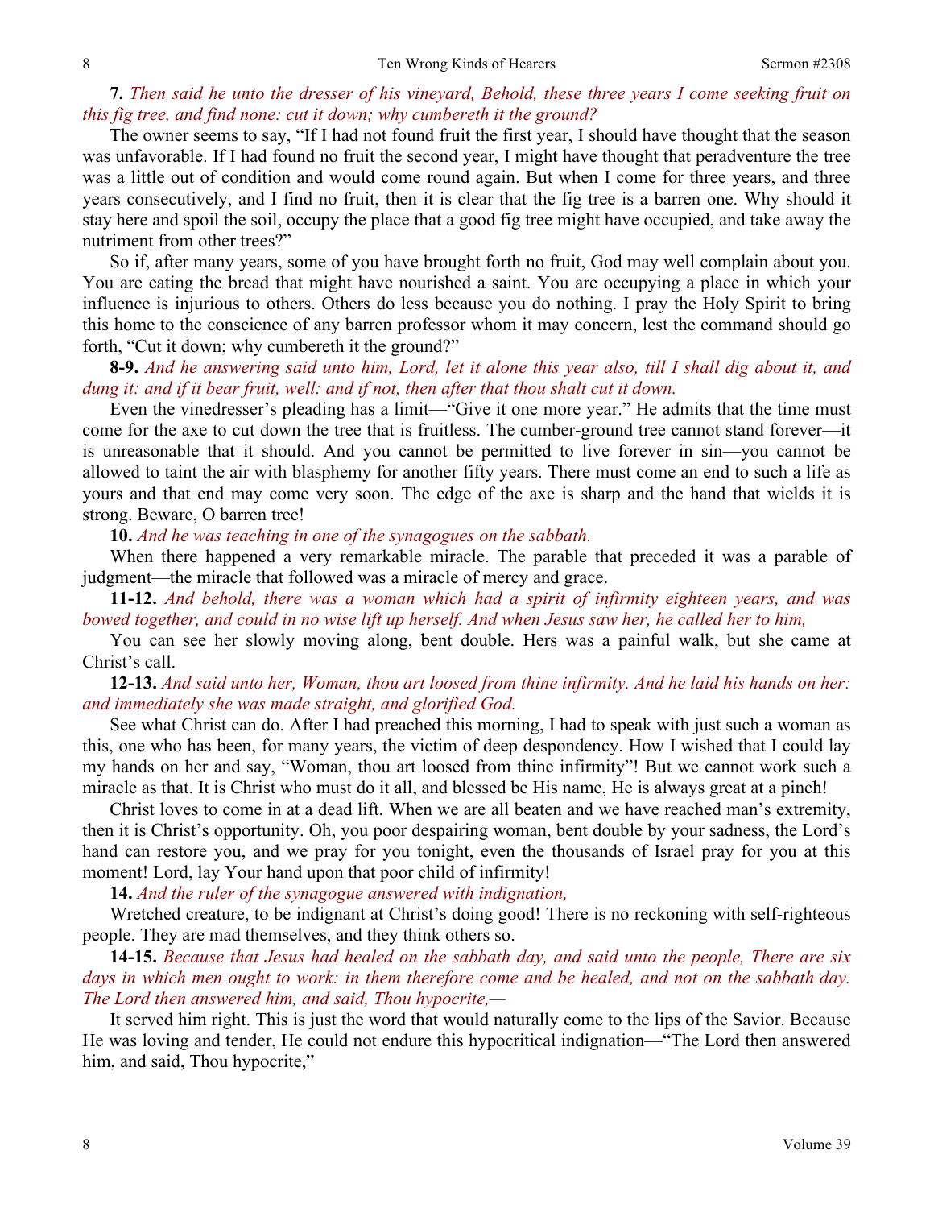**7.** *Then said he unto the dresser of his vineyard, Behold, these three years I come seeking fruit on this fig tree, and find none: cut it down; why cumbereth it the ground?*

The owner seems to say, "If I had not found fruit the first year, I should have thought that the season was unfavorable. If I had found no fruit the second year, I might have thought that peradventure the tree was a little out of condition and would come round again. But when I come for three years, and three years consecutively, and I find no fruit, then it is clear that the fig tree is a barren one. Why should it stay here and spoil the soil, occupy the place that a good fig tree might have occupied, and take away the nutriment from other trees?"

So if, after many years, some of you have brought forth no fruit, God may well complain about you. You are eating the bread that might have nourished a saint. You are occupying a place in which your influence is injurious to others. Others do less because you do nothing. I pray the Holy Spirit to bring this home to the conscience of any barren professor whom it may concern, lest the command should go forth, "Cut it down; why cumbereth it the ground?"

**8-9.** *And he answering said unto him, Lord, let it alone this year also, till I shall dig about it, and dung it: and if it bear fruit, well: and if not, then after that thou shalt cut it down.*

Even the vinedresser's pleading has a limit—"Give it one more year." He admits that the time must come for the axe to cut down the tree that is fruitless. The cumber-ground tree cannot stand forever—it is unreasonable that it should. And you cannot be permitted to live forever in sin—you cannot be allowed to taint the air with blasphemy for another fifty years. There must come an end to such a life as yours and that end may come very soon. The edge of the axe is sharp and the hand that wields it is strong. Beware, O barren tree!

**10.** *And he was teaching in one of the synagogues on the sabbath.*

When there happened a very remarkable miracle. The parable that preceded it was a parable of judgment—the miracle that followed was a miracle of mercy and grace.

**11-12.** *And behold, there was a woman which had a spirit of infirmity eighteen years, and was bowed together, and could in no wise lift up herself. And when Jesus saw her, he called her to him,*

You can see her slowly moving along, bent double. Hers was a painful walk, but she came at Christ's call.

**12-13.** *And said unto her, Woman, thou art loosed from thine infirmity. And he laid his hands on her: and immediately she was made straight, and glorified God.*

See what Christ can do. After I had preached this morning, I had to speak with just such a woman as this, one who has been, for many years, the victim of deep despondency. How I wished that I could lay my hands on her and say, "Woman, thou art loosed from thine infirmity"! But we cannot work such a miracle as that. It is Christ who must do it all, and blessed be His name, He is always great at a pinch!

Christ loves to come in at a dead lift. When we are all beaten and we have reached man's extremity, then it is Christ's opportunity. Oh, you poor despairing woman, bent double by your sadness, the Lord's hand can restore you, and we pray for you tonight, even the thousands of Israel pray for you at this moment! Lord, lay Your hand upon that poor child of infirmity!

**14.** *And the ruler of the synagogue answered with indignation,*

Wretched creature, to be indignant at Christ's doing good! There is no reckoning with self-righteous people. They are mad themselves, and they think others so.

**14-15.** *Because that Jesus had healed on the sabbath day, and said unto the people, There are six days in which men ought to work: in them therefore come and be healed, and not on the sabbath day. The Lord then answered him, and said, Thou hypocrite,—*

It served him right. This is just the word that would naturally come to the lips of the Savior. Because He was loving and tender, He could not endure this hypocritical indignation—"The Lord then answered him, and said, Thou hypocrite,"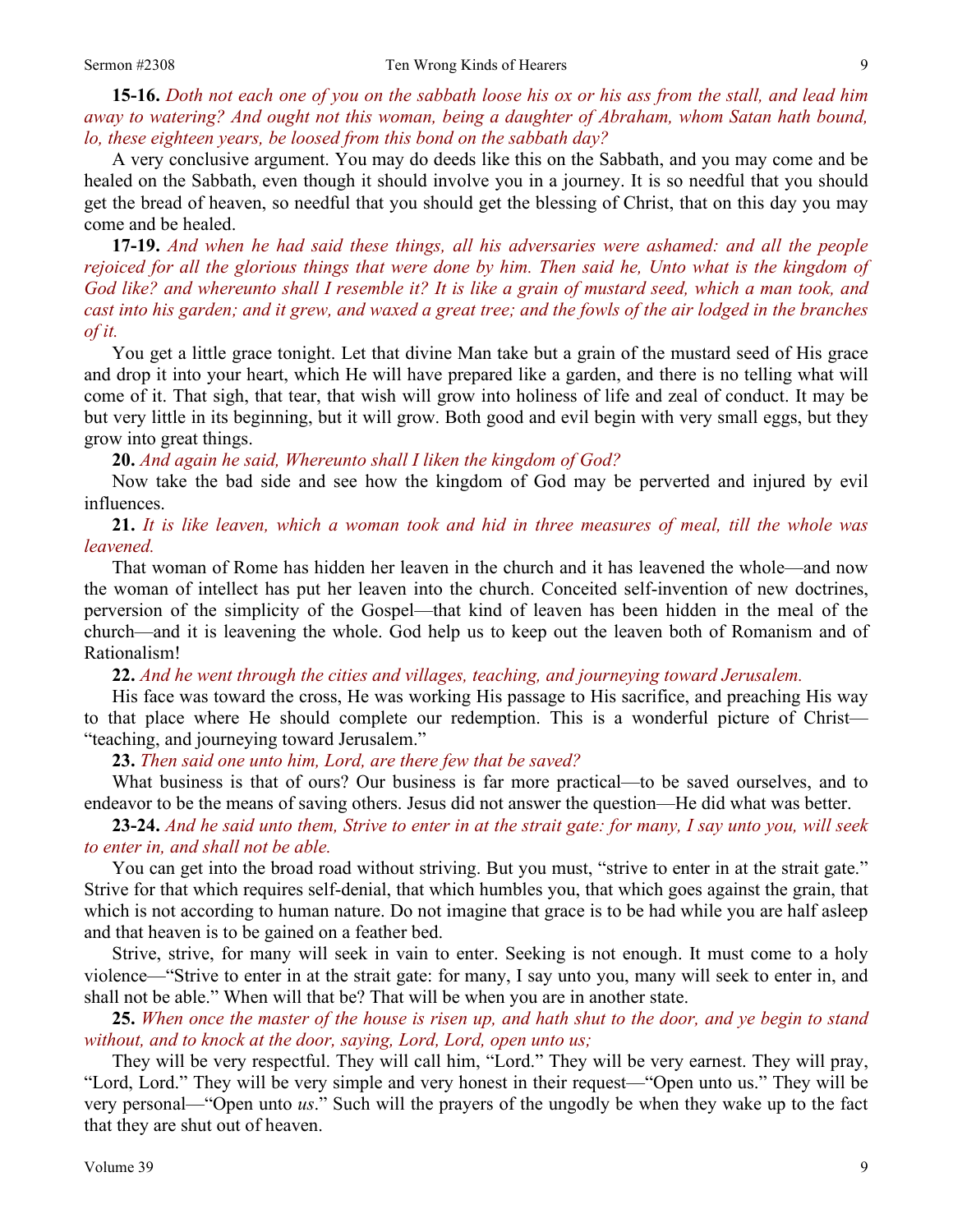**15-16.** *Doth not each one of you on the sabbath loose his ox or his ass from the stall, and lead him away to watering? And ought not this woman, being a daughter of Abraham, whom Satan hath bound, lo, these eighteen years, be loosed from this bond on the sabbath day?*

A very conclusive argument. You may do deeds like this on the Sabbath, and you may come and be healed on the Sabbath, even though it should involve you in a journey. It is so needful that you should get the bread of heaven, so needful that you should get the blessing of Christ, that on this day you may come and be healed.

**17-19.** *And when he had said these things, all his adversaries were ashamed: and all the people rejoiced for all the glorious things that were done by him. Then said he, Unto what is the kingdom of God like? and whereunto shall I resemble it? It is like a grain of mustard seed, which a man took, and cast into his garden; and it grew, and waxed a great tree; and the fowls of the air lodged in the branches of it.*

You get a little grace tonight. Let that divine Man take but a grain of the mustard seed of His grace and drop it into your heart, which He will have prepared like a garden, and there is no telling what will come of it. That sigh, that tear, that wish will grow into holiness of life and zeal of conduct. It may be but very little in its beginning, but it will grow. Both good and evil begin with very small eggs, but they grow into great things.

**20.** *And again he said, Whereunto shall I liken the kingdom of God?*

Now take the bad side and see how the kingdom of God may be perverted and injured by evil influences.

**21.** *It is like leaven, which a woman took and hid in three measures of meal, till the whole was leavened.*

That woman of Rome has hidden her leaven in the church and it has leavened the whole—and now the woman of intellect has put her leaven into the church. Conceited self-invention of new doctrines, perversion of the simplicity of the Gospel—that kind of leaven has been hidden in the meal of the church—and it is leavening the whole. God help us to keep out the leaven both of Romanism and of Rationalism!

**22.** *And he went through the cities and villages, teaching, and journeying toward Jerusalem.*

His face was toward the cross, He was working His passage to His sacrifice, and preaching His way to that place where He should complete our redemption. This is a wonderful picture of Christ—"teaching, and journeying toward Jerusalem."

**23.** *Then said one unto him, Lord, are there few that be saved?*

What business is that of ours? Our business is far more practical—to be saved ourselves, and to endeavor to be the means of saving others. Jesus did not answer the question—He did what was better.

**23-24.** *And he said unto them, Strive to enter in at the strait gate: for many, I say unto you, will seek to enter in, and shall not be able.*

You can get into the broad road without striving. But you must, "strive to enter in at the strait gate." Strive for that which requires self-denial, that which humbles you, that which goes against the grain, that which is not according to human nature. Do not imagine that grace is to be had while you are half asleep and that heaven is to be gained on a feather bed.

Strive, strive, for many will seek in vain to enter. Seeking is not enough. It must come to a holy violence—"Strive to enter in at the strait gate: for many, I say unto you, many will seek to enter in, and shall not be able." When will that be? That will be when you are in another state.

**25.** *When once the master of the house is risen up, and hath shut to the door, and ye begin to stand without, and to knock at the door, saying, Lord, Lord, open unto us;*

They will be very respectful. They will call him, "Lord." They will be very earnest. They will pray, "Lord, Lord." They will be very simple and very honest in their request—"Open unto us." They will be very personal—"Open unto *us*." Such will the prayers of the ungodly be when they wake up to the fact that they are shut out of heaven.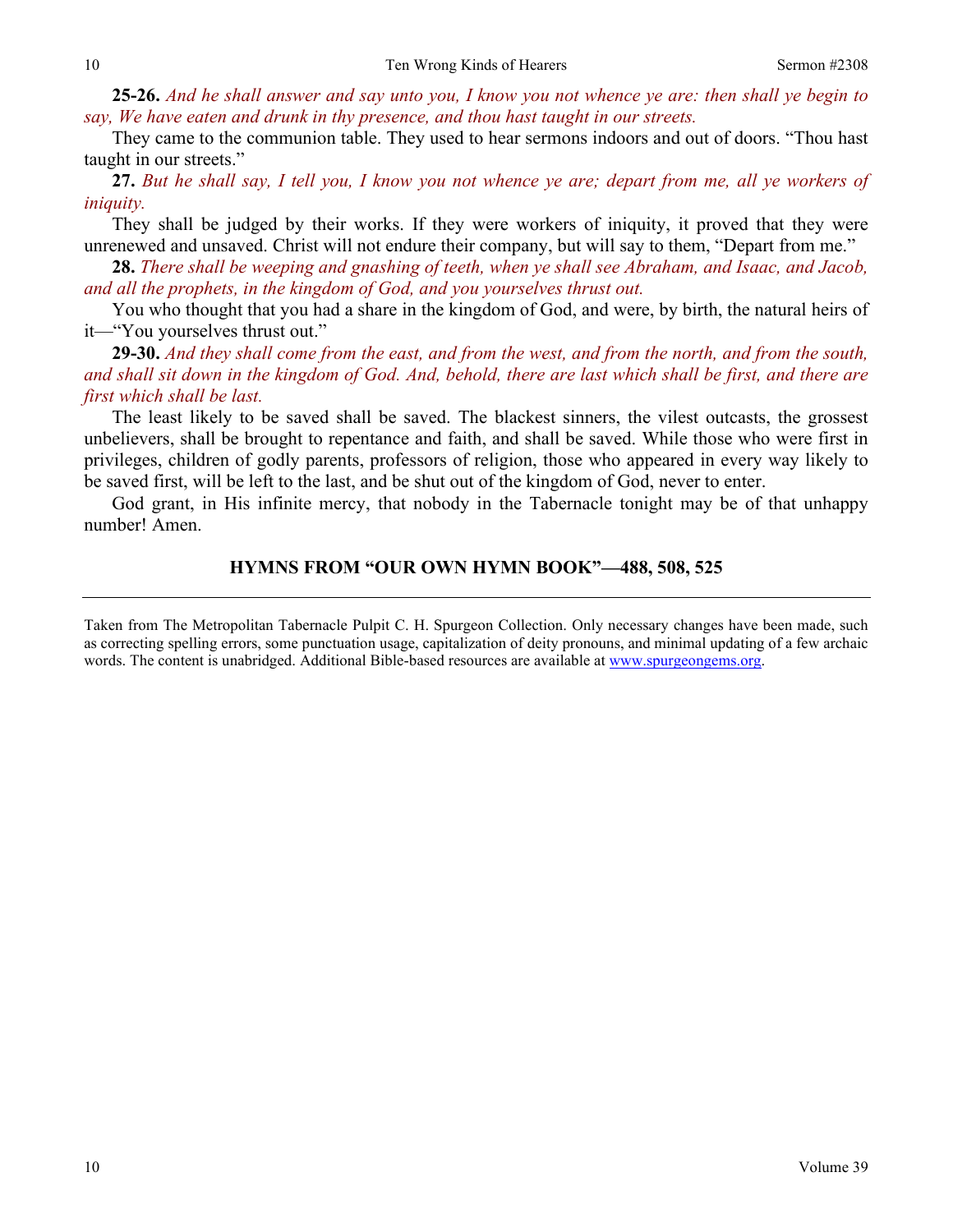**25-26.** *And he shall answer and say unto you, I know you not whence ye are: then shall ye begin to say, We have eaten and drunk in thy presence, and thou hast taught in our streets.*

They came to the communion table. They used to hear sermons indoors and out of doors. "Thou hast taught in our streets."

**27.** *But he shall say, I tell you, I know you not whence ye are; depart from me, all ye workers of iniquity.*

They shall be judged by their works. If they were workers of iniquity, it proved that they were unrenewed and unsaved. Christ will not endure their company, but will say to them, "Depart from me."

**28.** *There shall be weeping and gnashing of teeth, when ye shall see Abraham, and Isaac, and Jacob, and all the prophets, in the kingdom of God, and you yourselves thrust out.*

You who thought that you had a share in the kingdom of God, and were, by birth, the natural heirs of it—"You yourselves thrust out."

**29-30.** *And they shall come from the east, and from the west, and from the north, and from the south, and shall sit down in the kingdom of God. And, behold, there are last which shall be first, and there are first which shall be last.*

The least likely to be saved shall be saved. The blackest sinners, the vilest outcasts, the grossest unbelievers, shall be brought to repentance and faith, and shall be saved. While those who were first in privileges, children of godly parents, professors of religion, those who appeared in every way likely to be saved first, will be left to the last, and be shut out of the kingdom of God, never to enter.

God grant, in His infinite mercy, that nobody in the Tabernacle tonight may be of that unhappy number! Amen.

### HYMNS FROM "OUR OWN HYMN BOOK"—488, 508, 525

---

Taken from The Metropolitan Tabernacle Pulpit C. H. Spurgeon Collection. Only necessary changes have been made, such as correcting spelling errors, some punctuation usage, capitalization of deity pronouns, and minimal updating of a few archaic words. The content is unabridged. Additional Bible-based resources are available at www.spurgeongems.org.